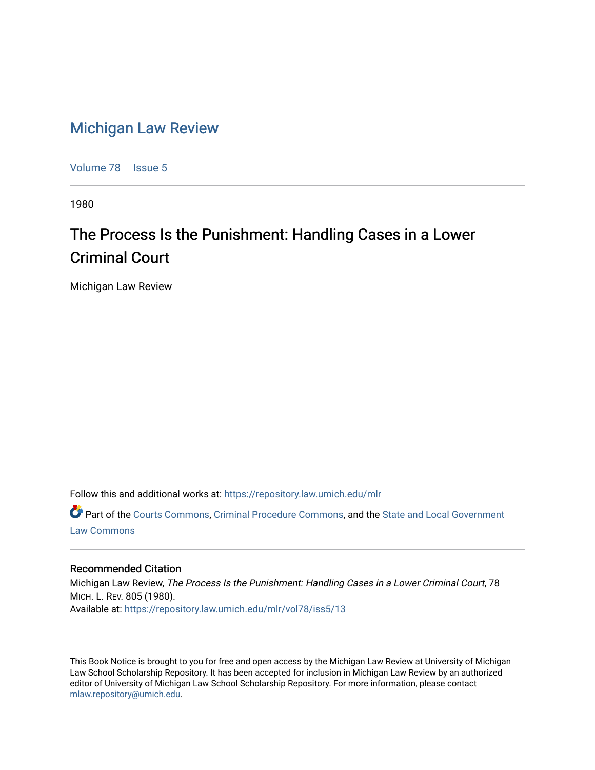# Michigan Law Review

Volume 78 | Issue 5

1980

## The Process Is the Punishment: Handling Cases in a Lower Criminal Court

Michigan Law Review

Follow this and additional works at: https://repository.law.umich.edu/mlr

Part of the Courts Commons, Criminal Procedure Commons, and the State and Local Government Law Commons

### Recommended Citation

Michigan Law Review, *The Process Is the Punishment: Handling Cases in a Lower Criminal Court*, 78 MICH. L. REV. 805 (1980).
Available at: https://repository.law.umich.edu/mlr/vol78/iss5/13

This Book Notice is brought to you for free and open access by the Michigan Law Review at University of Michigan Law School Scholarship Repository. It has been accepted for inclusion in Michigan Law Review by an authorized editor of University of Michigan Law School Scholarship Repository. For more information, please contact mlaw.repository@umich.edu.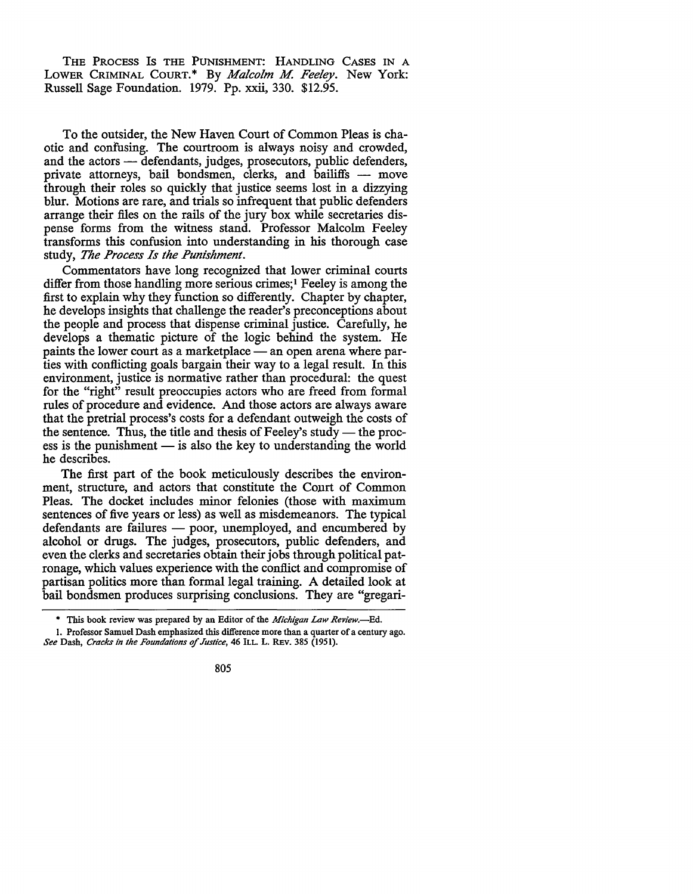THE PROCESS IS THE PUNISHMENT: HANDLING CASES IN A LOWER CRIMINAL COURT.* By *Malcolm M. Feeley*. New York: Russell Sage Foundation. 1979. Pp. xxii, 330. $12.95.

To the outsider, the New Haven Court of Common Pleas is chaotic and confusing. The courtroom is always noisy and crowded, and the actors — defendants, judges, prosecutors, public defenders, private attorneys, bail bondsmen, clerks, and bailiffs — move through their roles so quickly that justice seems lost in a dizzying blur. Motions are rare, and trials so infrequent that public defenders arrange their files on the rails of the jury box while secretaries dispense forms from the witness stand. Professor Malcolm Feeley transforms this confusion into understanding in his thorough case study, *The Process Is the Punishment*.

Commentators have long recognized that lower criminal courts differ from those handling more serious crimes;[1] Feeley is among the first to explain why they function so differently. Chapter by chapter, he develops insights that challenge the reader's preconceptions about the people and process that dispense criminal justice. Carefully, he develops a thematic picture of the logic behind the system. He paints the lower court as a marketplace — an open arena where parties with conflicting goals bargain their way to a legal result. In this environment, justice is normative rather than procedural: the quest for the "right" result preoccupies actors who are freed from formal rules of procedure and evidence. And those actors are always aware that the pretrial process's costs for a defendant outweigh the costs of the sentence. Thus, the title and thesis of Feeley's study — the process is the punishment — is also the key to understanding the world he describes.

The first part of the book meticulously describes the environment, structure, and actors that constitute the Court of Common Pleas. The docket includes minor felonies (those with maximum sentences of five years or less) as well as misdemeanors. The typical defendants are failures — poor, unemployed, and encumbered by alcohol or drugs. The judges, prosecutors, public defenders, and even the clerks and secretaries obtain their jobs through political patronage, which values experience with the conflict and compromise of partisan politics more than formal legal training. A detailed look at bail bondsmen produces surprising conclusions. They are "gregari-

\* This book review was prepared by an Editor of the *Michigan Law Review*.—Ed.

1. Professor Samuel Dash emphasized this difference more than a quarter of a century ago. *See* Dash, *Cracks in the Foundations of Justice*, 46 ILL. L. REV. 385 (1951).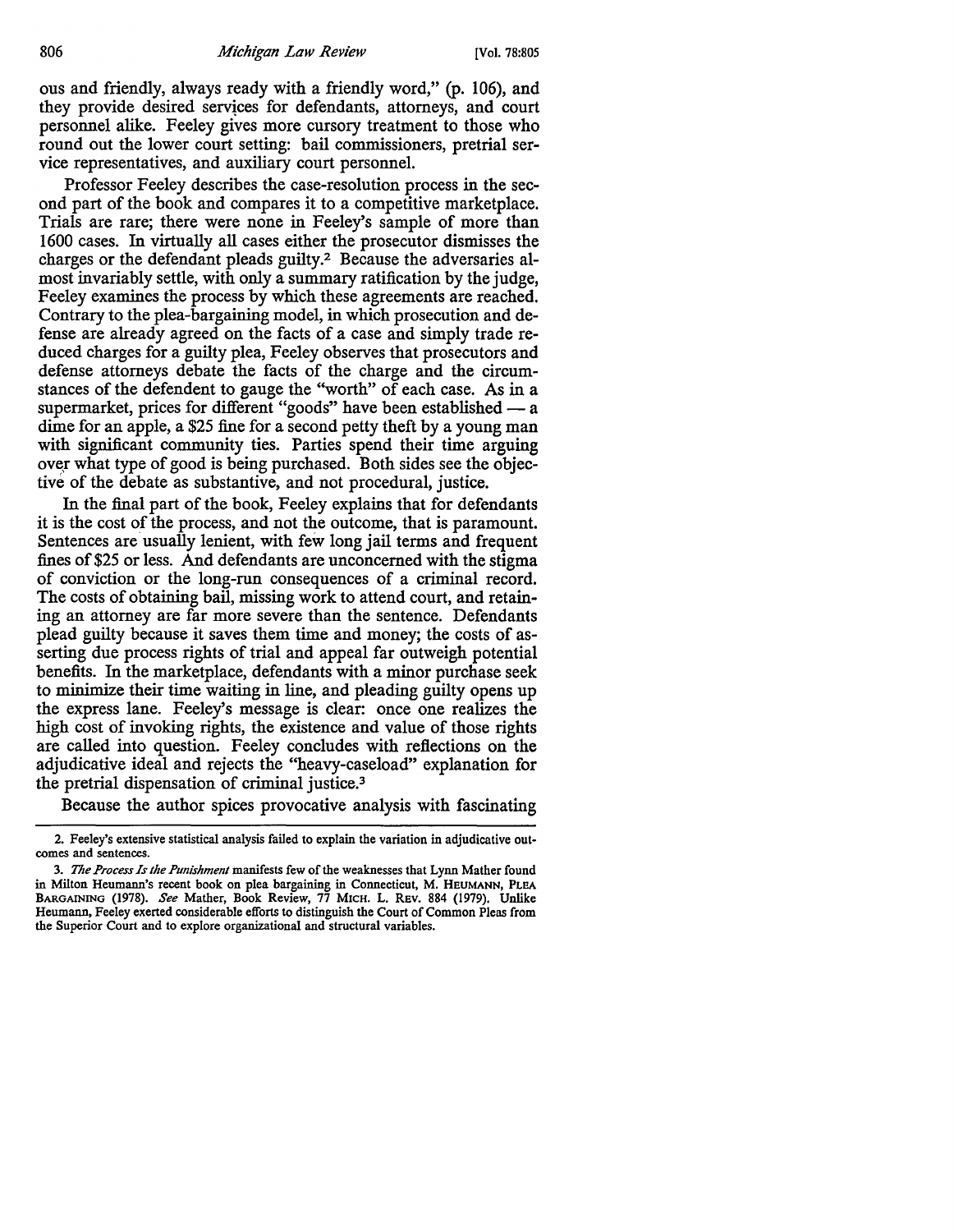ous and friendly, always ready with a friendly word," (p. 106), and they provide desired services for defendants, attorneys, and court personnel alike. Feeley gives more cursory treatment to those who round out the lower court setting: bail commissioners, pretrial service representatives, and auxiliary court personnel.

Professor Feeley describes the case-resolution process in the second part of the book and compares it to a competitive marketplace. Trials are rare; there were none in Feeley's sample of more than 1600 cases. In virtually all cases either the prosecutor dismisses the charges or the defendant pleads guilty.[2] Because the adversaries almost invariably settle, with only a summary ratification by the judge, Feeley examines the process by which these agreements are reached. Contrary to the plea-bargaining model, in which prosecution and defense are already agreed on the facts of a case and simply trade reduced charges for a guilty plea, Feeley observes that prosecutors and defense attorneys debate the facts of the charge and the circumstances of the defendent to gauge the "worth" of each case. As in a supermarket, prices for different "goods" have been established — a dime for an apple, a $25 fine for a second petty theft by a young man with significant community ties. Parties spend their time arguing over what type of good is being purchased. Both sides see the objective of the debate as substantive, and not procedural, justice.

In the final part of the book, Feeley explains that for defendants it is the cost of the process, and not the outcome, that is paramount. Sentences are usually lenient, with few long jail terms and frequent fines of $25 or less. And defendants are unconcerned with the stigma of conviction or the long-run consequences of a criminal record. The costs of obtaining bail, missing work to attend court, and retaining an attorney are far more severe than the sentence. Defendants plead guilty because it saves them time and money; the costs of asserting due process rights of trial and appeal far outweigh potential benefits. In the marketplace, defendants with a minor purchase seek to minimize their time waiting in line, and pleading guilty opens up the express lane. Feeley's message is clear: once one realizes the high cost of invoking rights, the existence and value of those rights are called into question. Feeley concludes with reflections on the adjudicative ideal and rejects the "heavy-caseload" explanation for the pretrial dispensation of criminal justice.[3]

Because the author spices provocative analysis with fascinating

---

2. Feeley's extensive statistical analysis failed to explain the variation in adjudicative outcomes and sentences.

3. *The Process Is the Punishment* manifests few of the weaknesses that Lynn Mather found in Milton Heumann's recent book on plea bargaining in Connecticut, M. HEUMANN, PLEA BARGAINING (1978). *See* Mather, Book Review, 77 MICH. L. REV. 884 (1979). Unlike Heumann, Feeley exerted considerable efforts to distinguish the Court of Common Pleas from the Superior Court and to explore organizational and structural variables.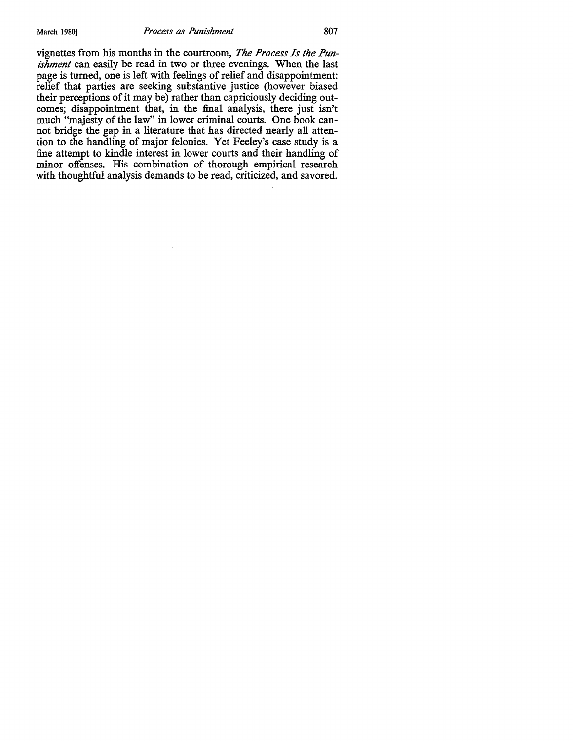vignettes from his months in the courtroom, *The Process Is the Punishment* can easily be read in two or three evenings. When the last page is turned, one is left with feelings of relief and disappointment: relief that parties are seeking substantive justice (however biased their perceptions of it may be) rather than capriciously deciding outcomes; disappointment that, in the final analysis, there just isn't much "majesty of the law" in lower criminal courts. One book cannot bridge the gap in a literature that has directed nearly all attention to the handling of major felonies. Yet Feeley's case study is a fine attempt to kindle interest in lower courts and their handling of minor offenses. His combination of thorough empirical research with thoughtful analysis demands to be read, criticized, and savored.